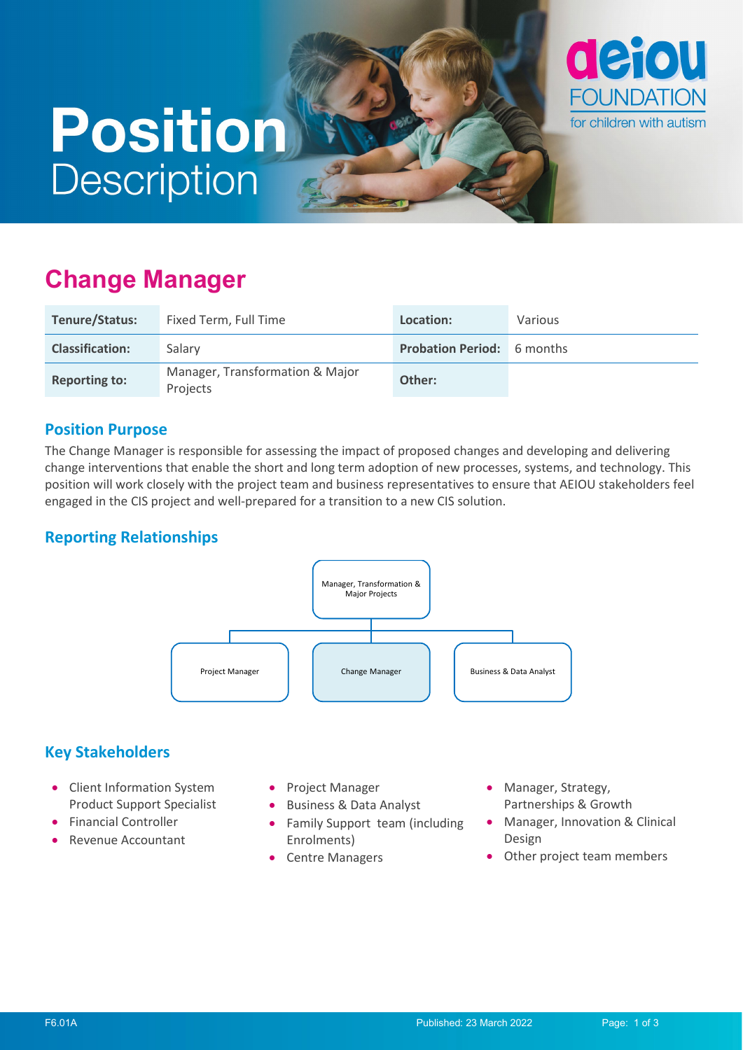# Position Description

## Change Manager

| Tenure/Status: | Fixed Term, Full Time | Location: | Various |
|---|---|---|---|
| Classification: | Salary | Probation Period: | 6 months |
| Reporting to: | Manager, Transformation & Major Projects | Other: | |

### Position Purpose

The Change Manager is responsible for assessing the impact of proposed changes and developing and delivering change interventions that enable the short and long term adoption of new processes, systems, and technology. This position will work closely with the project team and business representatives to ensure that AEIOU stakeholders feel engaged in the CIS project and well-prepared for a transition to a new CIS solution.

### Reporting Relationships

- Manager, Transformation & Major Projects
  - Project Manager
  - Change Manager
  - Business & Data Analyst

### Key Stakeholders

- Client Information System Product Support Specialist
- Financial Controller
- Revenue Accountant
- Project Manager
- Business & Data Analyst
- Family Support team (including Enrolments)
- Centre Managers
- Manager, Strategy, Partnerships & Growth
- Manager, Innovation & Clinical Design
- Other project team members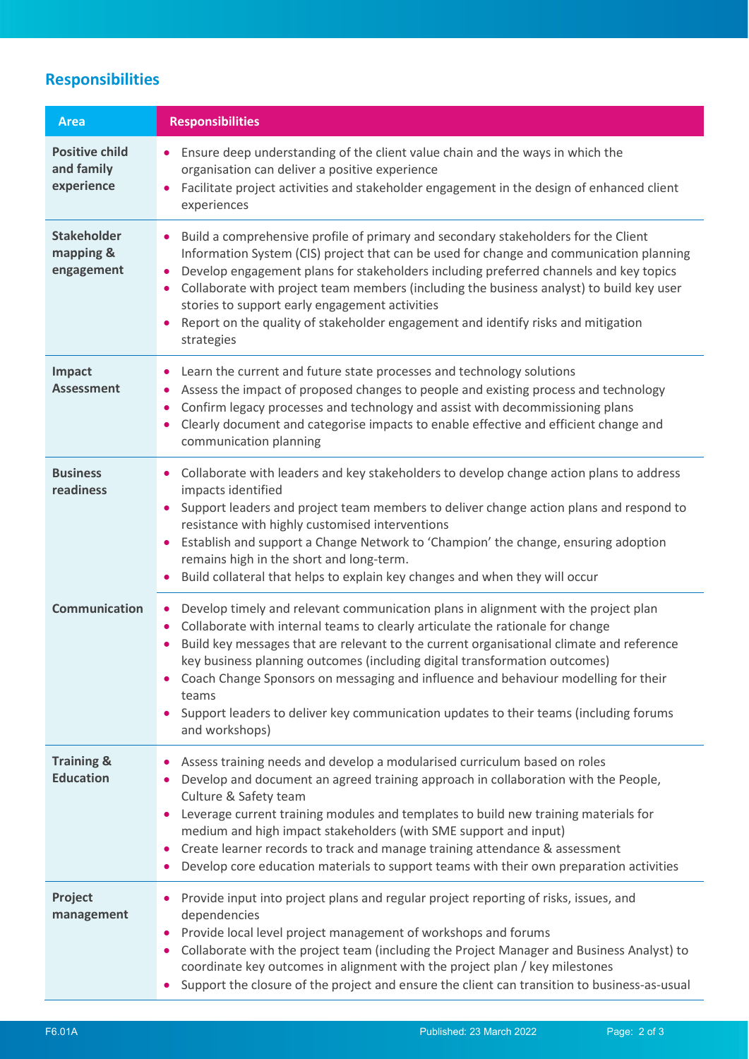## Responsibilities

| Area | Responsibilities |
| --- | --- |
| **Positive child and family experience** | • Ensure deep understanding of the client value chain and the ways in which the organisation can deliver a positive experience<br>• Facilitate project activities and stakeholder engagement in the design of enhanced client experiences |
| **Stakeholder mapping & engagement** | • Build a comprehensive profile of primary and secondary stakeholders for the Client Information System (CIS) project that can be used for change and communication planning<br>• Develop engagement plans for stakeholders including preferred channels and key topics<br>• Collaborate with project team members (including the business analyst) to build key user stories to support early engagement activities<br>• Report on the quality of stakeholder engagement and identify risks and mitigation strategies |
| **Impact Assessment** | • Learn the current and future state processes and technology solutions<br>• Assess the impact of proposed changes to people and existing process and technology<br>• Confirm legacy processes and technology and assist with decommissioning plans<br>• Clearly document and categorise impacts to enable effective and efficient change and communication planning |
| **Business readiness** | • Collaborate with leaders and key stakeholders to develop change action plans to address impacts identified<br>• Support leaders and project team members to deliver change action plans and respond to resistance with highly customised interventions<br>• Establish and support a Change Network to 'Champion' the change, ensuring adoption remains high in the short and long-term.<br>• Build collateral that helps to explain key changes and when they will occur |
| **Communication** | • Develop timely and relevant communication plans in alignment with the project plan<br>• Collaborate with internal teams to clearly articulate the rationale for change<br>• Build key messages that are relevant to the current organisational climate and reference key business planning outcomes (including digital transformation outcomes)<br>• Coach Change Sponsors on messaging and influence and behaviour modelling for their teams<br>• Support leaders to deliver key communication updates to their teams (including forums and workshops) |
| **Training & Education** | • Assess training needs and develop a modularised curriculum based on roles<br>• Develop and document an agreed training approach in collaboration with the People, Culture & Safety team<br>• Leverage current training modules and templates to build new training materials for medium and high impact stakeholders (with SME support and input)<br>• Create learner records to track and manage training attendance & assessment<br>• Develop core education materials to support teams with their own preparation activities |
| **Project management** | • Provide input into project plans and regular project reporting of risks, issues, and dependencies<br>• Provide local level project management of workshops and forums<br>• Collaborate with the project team (including the Project Manager and Business Analyst) to coordinate key outcomes in alignment with the project plan / key milestones<br>• Support the closure of the project and ensure the client can transition to business-as-usual |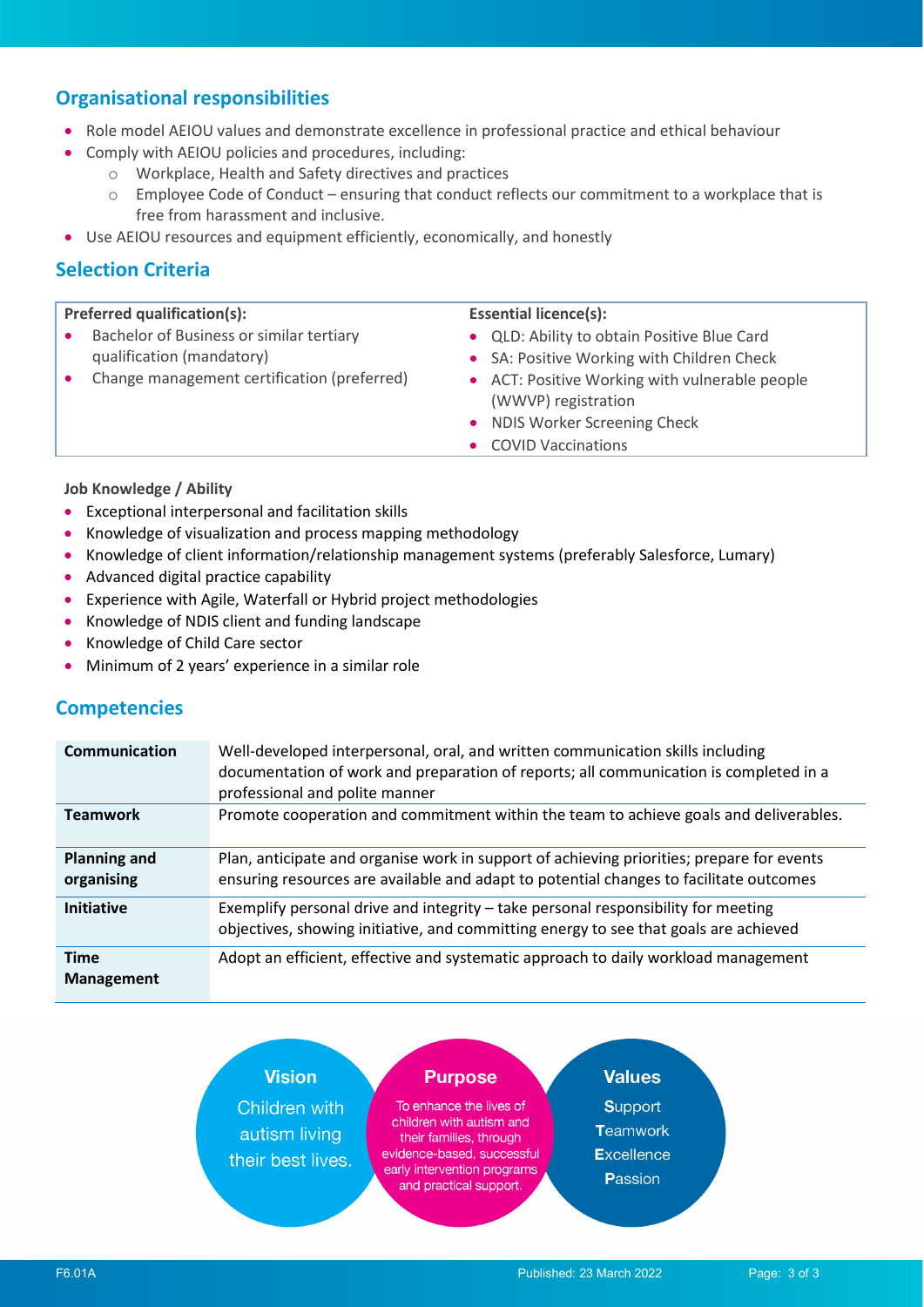## Organisational responsibilities

- Role model AEIOU values and demonstrate excellence in professional practice and ethical behaviour
- Comply with AEIOU policies and procedures, including:
  - Workplace, Health and Safety directives and practices
  - Employee Code of Conduct – ensuring that conduct reflects our commitment to a workplace that is free from harassment and inclusive.
- Use AEIOU resources and equipment efficiently, economically, and honestly

## Selection Criteria

| Preferred qualification(s): | Essential licence(s): |
|---|---|
| • Bachelor of Business or similar tertiary qualification (mandatory)<br>• Change management certification (preferred) | • QLD: Ability to obtain Positive Blue Card<br>• SA: Positive Working with Children Check<br>• ACT: Positive Working with vulnerable people (WWVP) registration<br>• NDIS Worker Screening Check<br>• COVID Vaccinations |

**Job Knowledge / Ability**

- Exceptional interpersonal and facilitation skills
- Knowledge of visualization and process mapping methodology
- Knowledge of client information/relationship management systems (preferably Salesforce, Lumary)
- Advanced digital practice capability
- Experience with Agile, Waterfall or Hybrid project methodologies
- Knowledge of NDIS client and funding landscape
- Knowledge of Child Care sector
- Minimum of 2 years' experience in a similar role

## Competencies

| | |
|---|---|
| **Communication** | Well-developed interpersonal, oral, and written communication skills including documentation of work and preparation of reports; all communication is completed in a professional and polite manner |
| **Teamwork** | Promote cooperation and commitment within the team to achieve goals and deliverables. |
| **Planning and organising** | Plan, anticipate and organise work in support of achieving priorities; prepare for events ensuring resources are available and adapt to potential changes to facilitate outcomes |
| **Initiative** | Exemplify personal drive and integrity – take personal responsibility for meeting objectives, showing initiative, and committing energy to see that goals are achieved |
| **Time Management** | Adopt an efficient, effective and systematic approach to daily workload management |

**Vision**
Children with autism living their best lives.

**Purpose**
To enhance the lives of children with autism and their families, through evidence-based, successful early intervention programs and practical support.

**Values**
**S**upport
**T**eamwork
**E**xcellence
**P**assion

F6.01A Published: 23 March 2022